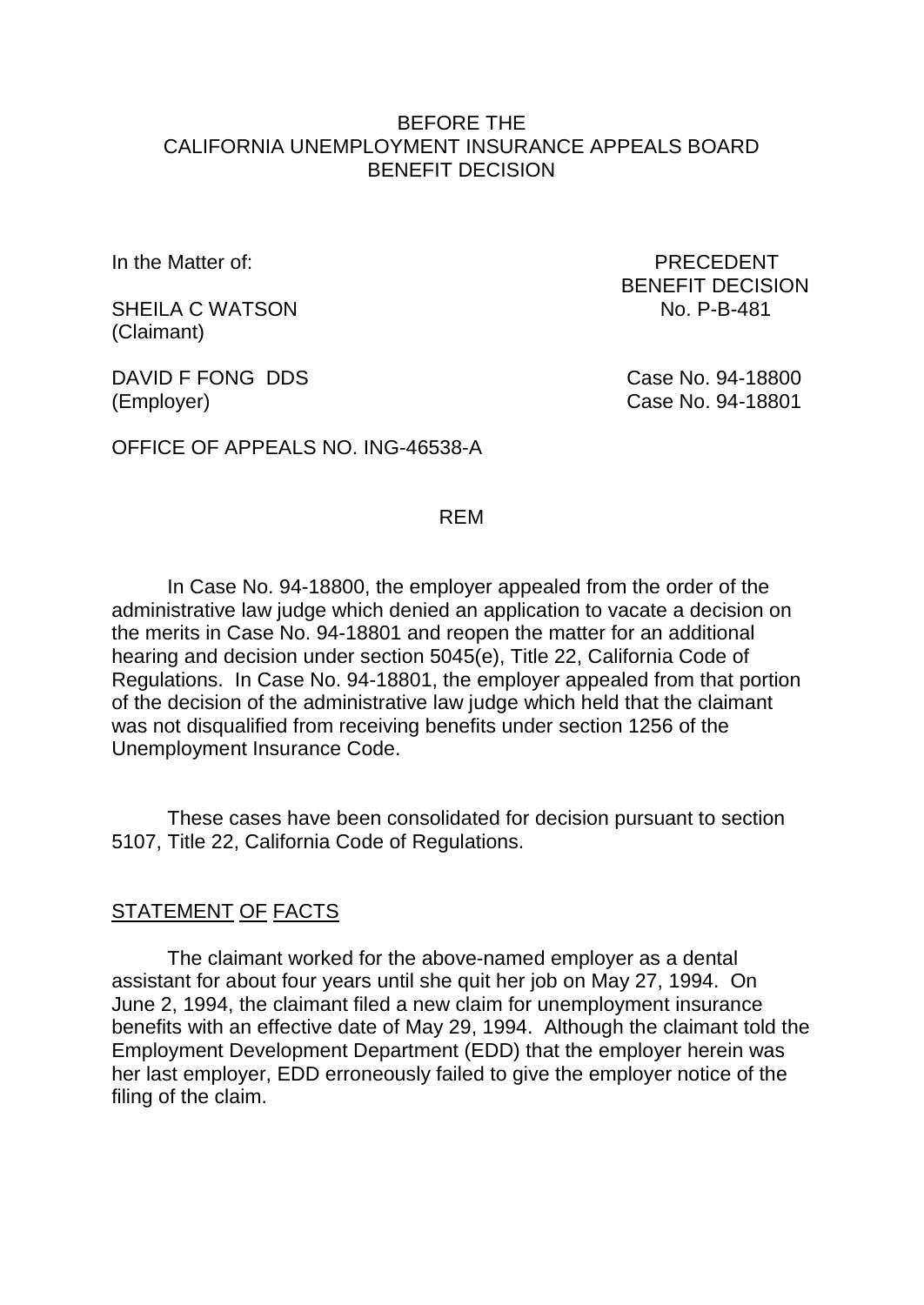BEFORE THE
CALIFORNIA UNEMPLOYMENT INSURANCE APPEALS BOARD
BENEFIT DECISION

In the Matter of:

SHEILA C WATSON
(Claimant)

DAVID F FONG DDS
(Employer)

PRECEDENT
BENEFIT DECISION
No. P-B-481

Case No. 94-18800
Case No. 94-18801

OFFICE OF APPEALS NO. ING-46538-A

REM

In Case No. 94-18800, the employer appealed from the order of the administrative law judge which denied an application to vacate a decision on the merits in Case No. 94-18801 and reopen the matter for an additional hearing and decision under section 5045(e), Title 22, California Code of Regulations. In Case No. 94-18801, the employer appealed from that portion of the decision of the administrative law judge which held that the claimant was not disqualified from receiving benefits under section 1256 of the Unemployment Insurance Code.

These cases have been consolidated for decision pursuant to section 5107, Title 22, California Code of Regulations.

## STATEMENT OF FACTS

The claimant worked for the above-named employer as a dental assistant for about four years until she quit her job on May 27, 1994. On June 2, 1994, the claimant filed a new claim for unemployment insurance benefits with an effective date of May 29, 1994. Although the claimant told the Employment Development Department (EDD) that the employer herein was her last employer, EDD erroneously failed to give the employer notice of the filing of the claim.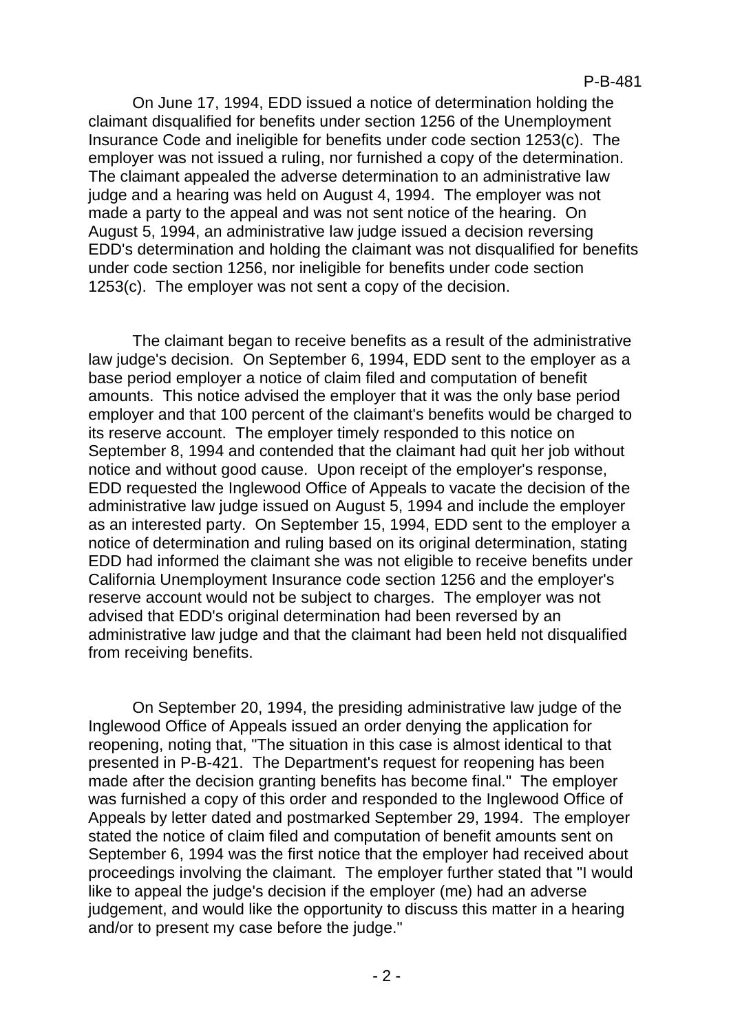On June 17, 1994, EDD issued a notice of determination holding the claimant disqualified for benefits under section 1256 of the Unemployment Insurance Code and ineligible for benefits under code section 1253(c). The employer was not issued a ruling, nor furnished a copy of the determination. The claimant appealed the adverse determination to an administrative law judge and a hearing was held on August 4, 1994. The employer was not made a party to the appeal and was not sent notice of the hearing. On August 5, 1994, an administrative law judge issued a decision reversing EDD's determination and holding the claimant was not disqualified for benefits under code section 1256, nor ineligible for benefits under code section 1253(c). The employer was not sent a copy of the decision.

The claimant began to receive benefits as a result of the administrative law judge's decision. On September 6, 1994, EDD sent to the employer as a base period employer a notice of claim filed and computation of benefit amounts. This notice advised the employer that it was the only base period employer and that 100 percent of the claimant's benefits would be charged to its reserve account. The employer timely responded to this notice on September 8, 1994 and contended that the claimant had quit her job without notice and without good cause. Upon receipt of the employer's response, EDD requested the Inglewood Office of Appeals to vacate the decision of the administrative law judge issued on August 5, 1994 and include the employer as an interested party. On September 15, 1994, EDD sent to the employer a notice of determination and ruling based on its original determination, stating EDD had informed the claimant she was not eligible to receive benefits under California Unemployment Insurance code section 1256 and the employer's reserve account would not be subject to charges. The employer was not advised that EDD's original determination had been reversed by an administrative law judge and that the claimant had been held not disqualified from receiving benefits.

On September 20, 1994, the presiding administrative law judge of the Inglewood Office of Appeals issued an order denying the application for reopening, noting that, "The situation in this case is almost identical to that presented in P-B-421. The Department's request for reopening has been made after the decision granting benefits has become final." The employer was furnished a copy of this order and responded to the Inglewood Office of Appeals by letter dated and postmarked September 29, 1994. The employer stated the notice of claim filed and computation of benefit amounts sent on September 6, 1994 was the first notice that the employer had received about proceedings involving the claimant. The employer further stated that "I would like to appeal the judge's decision if the employer (me) had an adverse judgement, and would like the opportunity to discuss this matter in a hearing and/or to present my case before the judge."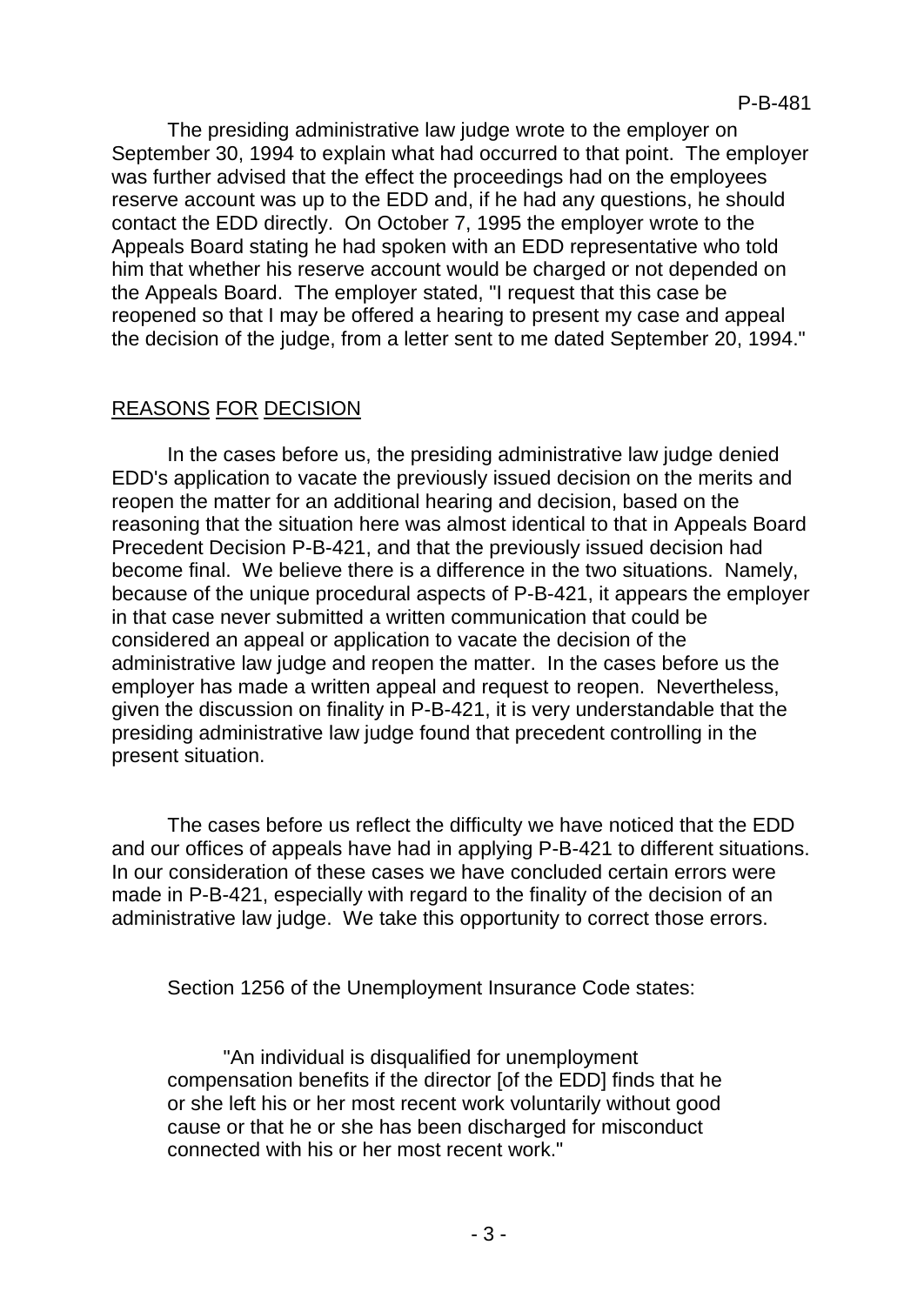The presiding administrative law judge wrote to the employer on September 30, 1994 to explain what had occurred to that point. The employer was further advised that the effect the proceedings had on the employees reserve account was up to the EDD and, if he had any questions, he should contact the EDD directly. On October 7, 1995 the employer wrote to the Appeals Board stating he had spoken with an EDD representative who told him that whether his reserve account would be charged or not depended on the Appeals Board. The employer stated, "I request that this case be reopened so that I may be offered a hearing to present my case and appeal the decision of the judge, from a letter sent to me dated September 20, 1994."

## REASONS FOR DECISION

In the cases before us, the presiding administrative law judge denied EDD's application to vacate the previously issued decision on the merits and reopen the matter for an additional hearing and decision, based on the reasoning that the situation here was almost identical to that in Appeals Board Precedent Decision P-B-421, and that the previously issued decision had become final. We believe there is a difference in the two situations. Namely, because of the unique procedural aspects of P-B-421, it appears the employer in that case never submitted a written communication that could be considered an appeal or application to vacate the decision of the administrative law judge and reopen the matter. In the cases before us the employer has made a written appeal and request to reopen. Nevertheless, given the discussion on finality in P-B-421, it is very understandable that the presiding administrative law judge found that precedent controlling in the present situation.

The cases before us reflect the difficulty we have noticed that the EDD and our offices of appeals have had in applying P-B-421 to different situations. In our consideration of these cases we have concluded certain errors were made in P-B-421, especially with regard to the finality of the decision of an administrative law judge. We take this opportunity to correct those errors.

Section 1256 of the Unemployment Insurance Code states:

> "An individual is disqualified for unemployment compensation benefits if the director [of the EDD] finds that he or she left his or her most recent work voluntarily without good cause or that he or she has been discharged for misconduct connected with his or her most recent work."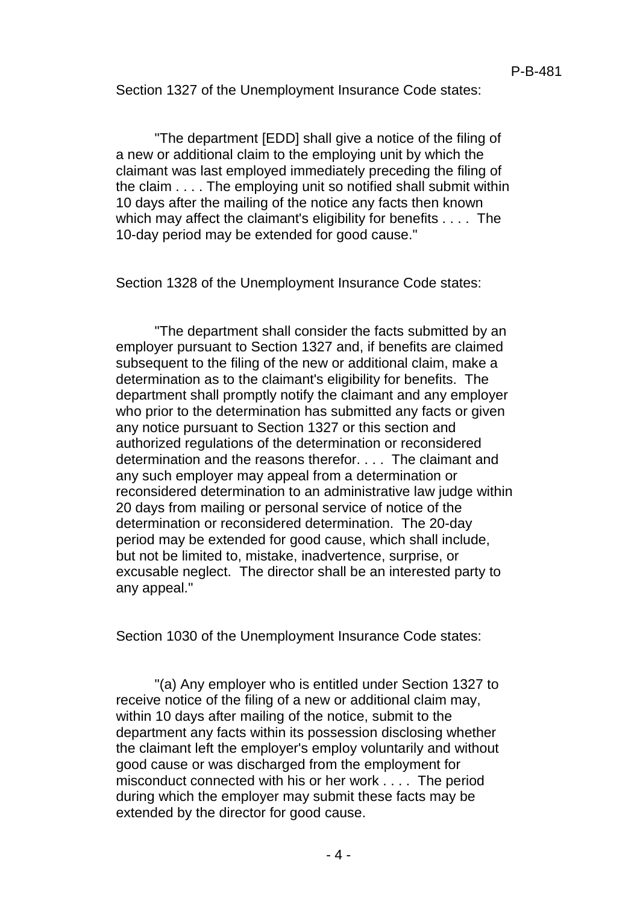Section 1327 of the Unemployment Insurance Code states:

> "The department [EDD] shall give a notice of the filing of a new or additional claim to the employing unit by which the claimant was last employed immediately preceding the filing of the claim . . . . The employing unit so notified shall submit within 10 days after the mailing of the notice any facts then known which may affect the claimant's eligibility for benefits . . . . The 10-day period may be extended for good cause."

Section 1328 of the Unemployment Insurance Code states:

> "The department shall consider the facts submitted by an employer pursuant to Section 1327 and, if benefits are claimed subsequent to the filing of the new or additional claim, make a determination as to the claimant's eligibility for benefits. The department shall promptly notify the claimant and any employer who prior to the determination has submitted any facts or given any notice pursuant to Section 1327 or this section and authorized regulations of the determination or reconsidered determination and the reasons therefor. . . . The claimant and any such employer may appeal from a determination or reconsidered determination to an administrative law judge within 20 days from mailing or personal service of notice of the determination or reconsidered determination. The 20-day period may be extended for good cause, which shall include, but not be limited to, mistake, inadvertence, surprise, or excusable neglect. The director shall be an interested party to any appeal."

Section 1030 of the Unemployment Insurance Code states:

> "(a) Any employer who is entitled under Section 1327 to receive notice of the filing of a new or additional claim may, within 10 days after mailing of the notice, submit to the department any facts within its possession disclosing whether the claimant left the employer's employ voluntarily and without good cause or was discharged from the employment for misconduct connected with his or her work . . . . The period during which the employer may submit these facts may be extended by the director for good cause.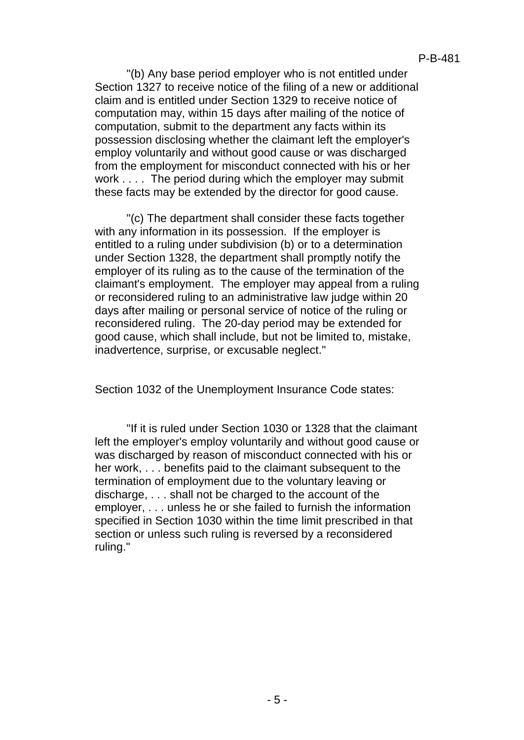"(b) Any base period employer who is not entitled under Section 1327 to receive notice of the filing of a new or additional claim and is entitled under Section 1329 to receive notice of computation may, within 15 days after mailing of the notice of computation, submit to the department any facts within its possession disclosing whether the claimant left the employer's employ voluntarily and without good cause or was discharged from the employment for misconduct connected with his or her work . . . . The period during which the employer may submit these facts may be extended by the director for good cause.

"(c) The department shall consider these facts together with any information in its possession. If the employer is entitled to a ruling under subdivision (b) or to a determination under Section 1328, the department shall promptly notify the employer of its ruling as to the cause of the termination of the claimant's employment. The employer may appeal from a ruling or reconsidered ruling to an administrative law judge within 20 days after mailing or personal service of notice of the ruling or reconsidered ruling. The 20-day period may be extended for good cause, which shall include, but not be limited to, mistake, inadvertence, surprise, or excusable neglect."

Section 1032 of the Unemployment Insurance Code states:

"If it is ruled under Section 1030 or 1328 that the claimant left the employer's employ voluntarily and without good cause or was discharged by reason of misconduct connected with his or her work, . . . benefits paid to the claimant subsequent to the termination of employment due to the voluntary leaving or discharge, . . . shall not be charged to the account of the employer, . . . unless he or she failed to furnish the information specified in Section 1030 within the time limit prescribed in that section or unless such ruling is reversed by a reconsidered ruling."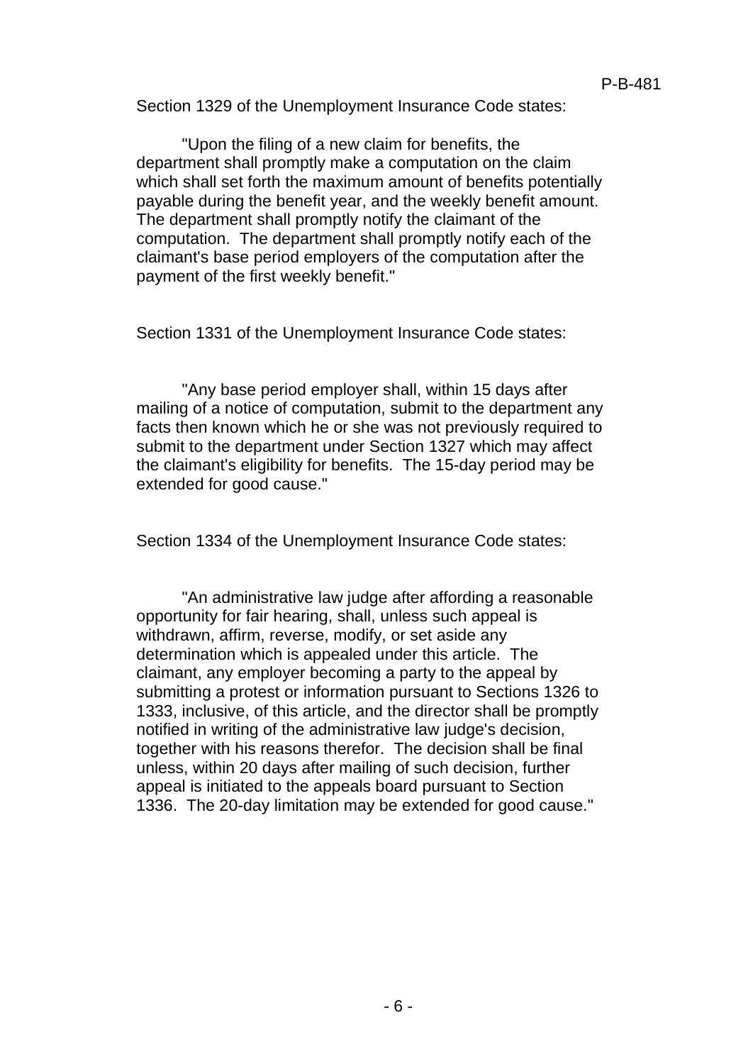Section 1329 of the Unemployment Insurance Code states:

"Upon the filing of a new claim for benefits, the department shall promptly make a computation on the claim which shall set forth the maximum amount of benefits potentially payable during the benefit year, and the weekly benefit amount. The department shall promptly notify the claimant of the computation. The department shall promptly notify each of the claimant's base period employers of the computation after the payment of the first weekly benefit."

Section 1331 of the Unemployment Insurance Code states:

"Any base period employer shall, within 15 days after mailing of a notice of computation, submit to the department any facts then known which he or she was not previously required to submit to the department under Section 1327 which may affect the claimant's eligibility for benefits. The 15-day period may be extended for good cause."

Section 1334 of the Unemployment Insurance Code states:

"An administrative law judge after affording a reasonable opportunity for fair hearing, shall, unless such appeal is withdrawn, affirm, reverse, modify, or set aside any determination which is appealed under this article. The claimant, any employer becoming a party to the appeal by submitting a protest or information pursuant to Sections 1326 to 1333, inclusive, of this article, and the director shall be promptly notified in writing of the administrative law judge's decision, together with his reasons therefor. The decision shall be final unless, within 20 days after mailing of such decision, further appeal is initiated to the appeals board pursuant to Section 1336. The 20-day limitation may be extended for good cause."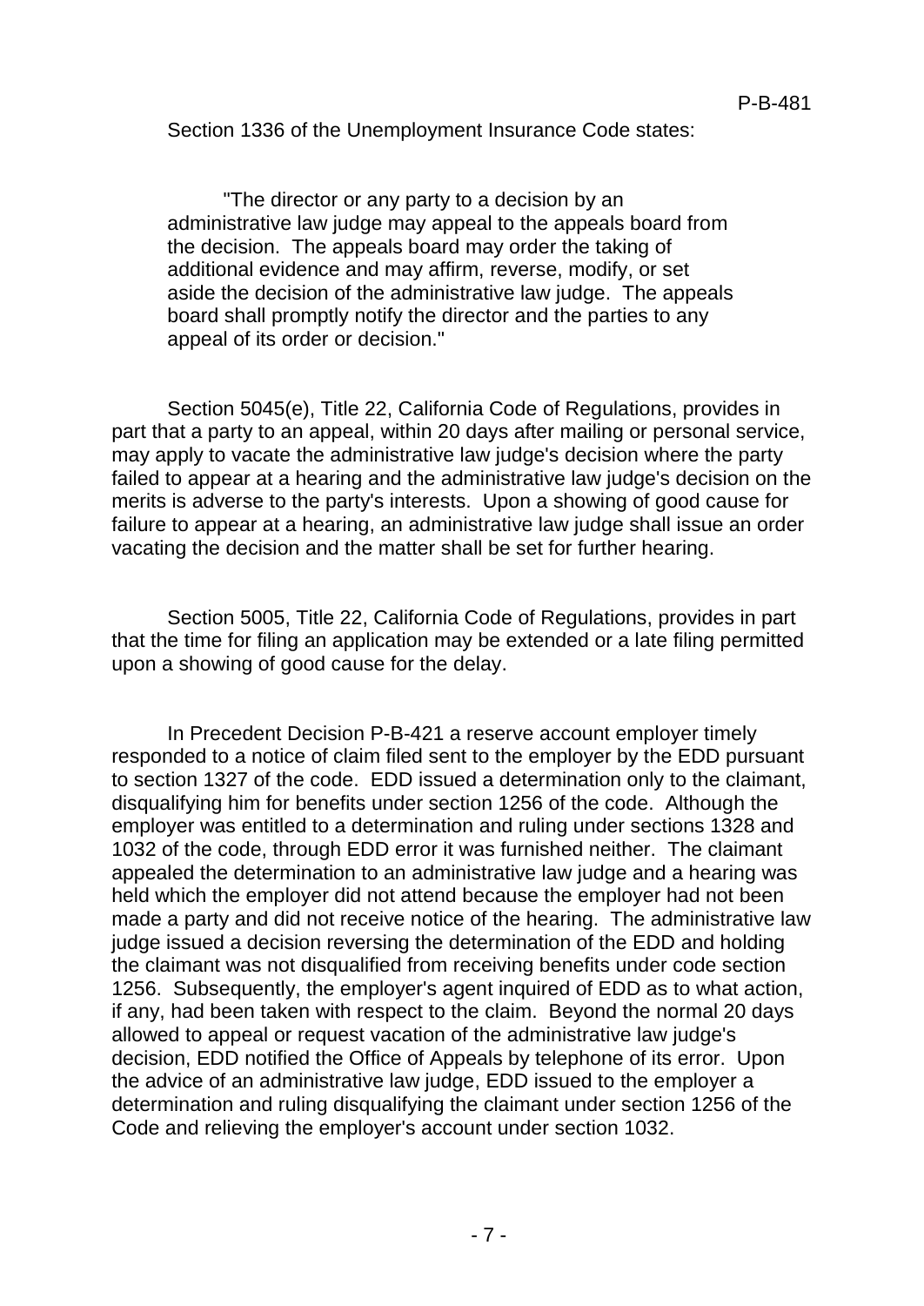Section 1336 of the Unemployment Insurance Code states:

> "The director or any party to a decision by an administrative law judge may appeal to the appeals board from the decision. The appeals board may order the taking of additional evidence and may affirm, reverse, modify, or set aside the decision of the administrative law judge. The appeals board shall promptly notify the director and the parties to any appeal of its order or decision."

Section 5045(e), Title 22, California Code of Regulations, provides in part that a party to an appeal, within 20 days after mailing or personal service, may apply to vacate the administrative law judge's decision where the party failed to appear at a hearing and the administrative law judge's decision on the merits is adverse to the party's interests. Upon a showing of good cause for failure to appear at a hearing, an administrative law judge shall issue an order vacating the decision and the matter shall be set for further hearing.

Section 5005, Title 22, California Code of Regulations, provides in part that the time for filing an application may be extended or a late filing permitted upon a showing of good cause for the delay.

In Precedent Decision P-B-421 a reserve account employer timely responded to a notice of claim filed sent to the employer by the EDD pursuant to section 1327 of the code. EDD issued a determination only to the claimant, disqualifying him for benefits under section 1256 of the code. Although the employer was entitled to a determination and ruling under sections 1328 and 1032 of the code, through EDD error it was furnished neither. The claimant appealed the determination to an administrative law judge and a hearing was held which the employer did not attend because the employer had not been made a party and did not receive notice of the hearing. The administrative law judge issued a decision reversing the determination of the EDD and holding the claimant was not disqualified from receiving benefits under code section 1256. Subsequently, the employer's agent inquired of EDD as to what action, if any, had been taken with respect to the claim. Beyond the normal 20 days allowed to appeal or request vacation of the administrative law judge's decision, EDD notified the Office of Appeals by telephone of its error. Upon the advice of an administrative law judge, EDD issued to the employer a determination and ruling disqualifying the claimant under section 1256 of the Code and relieving the employer's account under section 1032.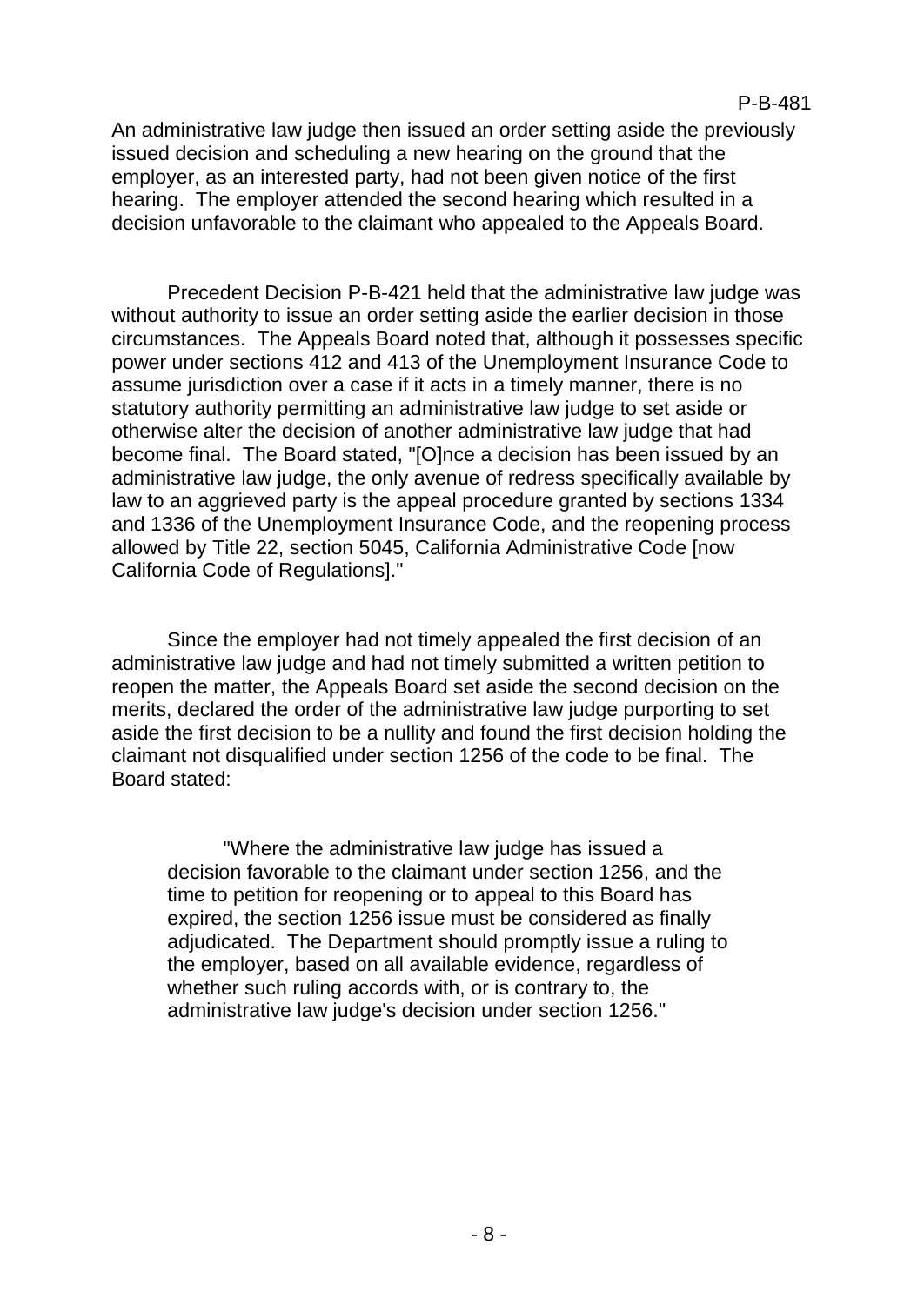An administrative law judge then issued an order setting aside the previously issued decision and scheduling a new hearing on the ground that the employer, as an interested party, had not been given notice of the first hearing. The employer attended the second hearing which resulted in a decision unfavorable to the claimant who appealed to the Appeals Board.

Precedent Decision P-B-421 held that the administrative law judge was without authority to issue an order setting aside the earlier decision in those circumstances. The Appeals Board noted that, although it possesses specific power under sections 412 and 413 of the Unemployment Insurance Code to assume jurisdiction over a case if it acts in a timely manner, there is no statutory authority permitting an administrative law judge to set aside or otherwise alter the decision of another administrative law judge that had become final. The Board stated, "[O]nce a decision has been issued by an administrative law judge, the only avenue of redress specifically available by law to an aggrieved party is the appeal procedure granted by sections 1334 and 1336 of the Unemployment Insurance Code, and the reopening process allowed by Title 22, section 5045, California Administrative Code [now California Code of Regulations]."

Since the employer had not timely appealed the first decision of an administrative law judge and had not timely submitted a written petition to reopen the matter, the Appeals Board set aside the second decision on the merits, declared the order of the administrative law judge purporting to set aside the first decision to be a nullity and found the first decision holding the claimant not disqualified under section 1256 of the code to be final. The Board stated:

> "Where the administrative law judge has issued a decision favorable to the claimant under section 1256, and the time to petition for reopening or to appeal to this Board has expired, the section 1256 issue must be considered as finally adjudicated. The Department should promptly issue a ruling to the employer, based on all available evidence, regardless of whether such ruling accords with, or is contrary to, the administrative law judge's decision under section 1256."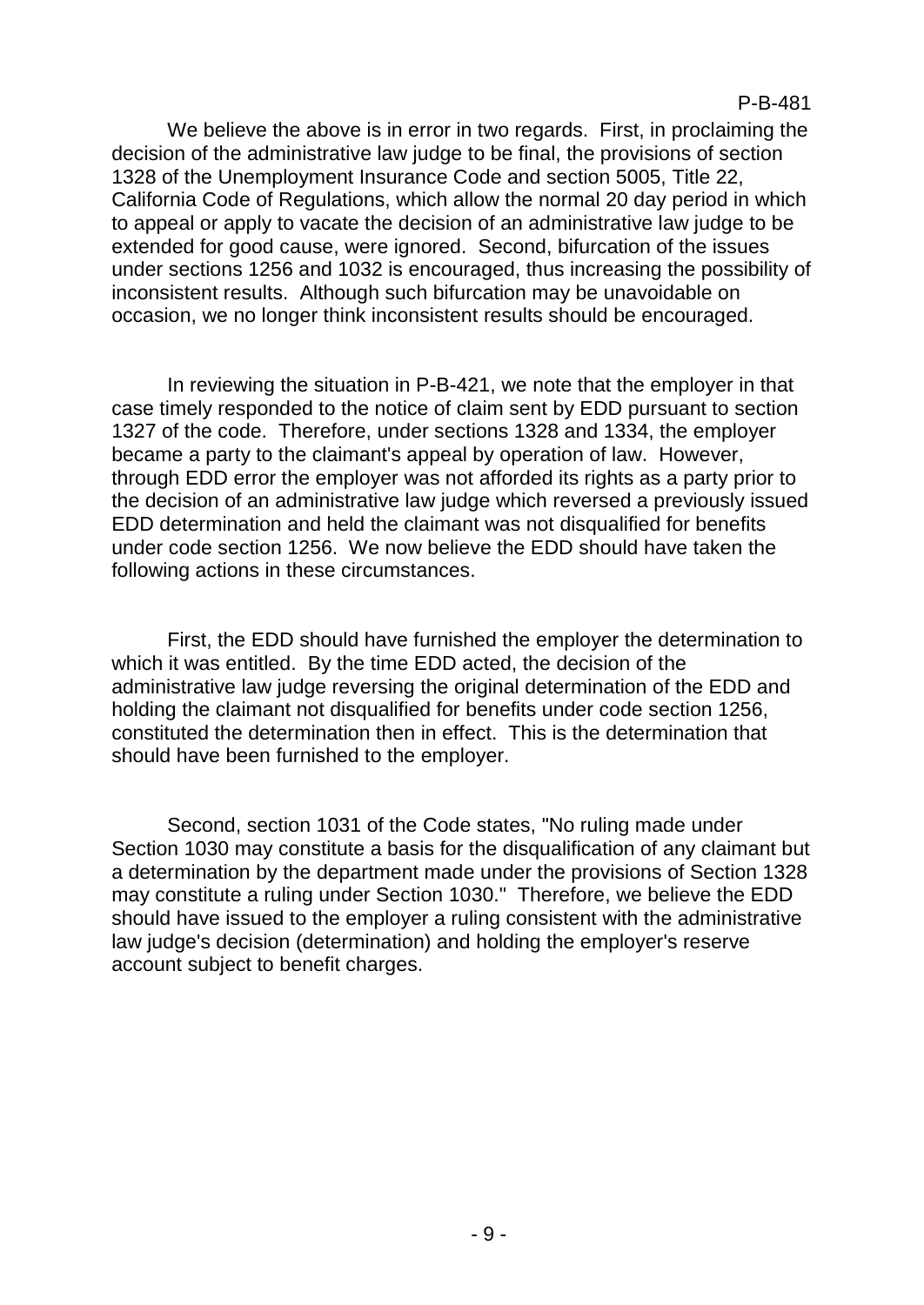We believe the above is in error in two regards. First, in proclaiming the decision of the administrative law judge to be final, the provisions of section 1328 of the Unemployment Insurance Code and section 5005, Title 22, California Code of Regulations, which allow the normal 20 day period in which to appeal or apply to vacate the decision of an administrative law judge to be extended for good cause, were ignored. Second, bifurcation of the issues under sections 1256 and 1032 is encouraged, thus increasing the possibility of inconsistent results. Although such bifurcation may be unavoidable on occasion, we no longer think inconsistent results should be encouraged.

In reviewing the situation in P-B-421, we note that the employer in that case timely responded to the notice of claim sent by EDD pursuant to section 1327 of the code. Therefore, under sections 1328 and 1334, the employer became a party to the claimant's appeal by operation of law. However, through EDD error the employer was not afforded its rights as a party prior to the decision of an administrative law judge which reversed a previously issued EDD determination and held the claimant was not disqualified for benefits under code section 1256. We now believe the EDD should have taken the following actions in these circumstances.

First, the EDD should have furnished the employer the determination to which it was entitled. By the time EDD acted, the decision of the administrative law judge reversing the original determination of the EDD and holding the claimant not disqualified for benefits under code section 1256, constituted the determination then in effect. This is the determination that should have been furnished to the employer.

Second, section 1031 of the Code states, "No ruling made under Section 1030 may constitute a basis for the disqualification of any claimant but a determination by the department made under the provisions of Section 1328 may constitute a ruling under Section 1030." Therefore, we believe the EDD should have issued to the employer a ruling consistent with the administrative law judge's decision (determination) and holding the employer's reserve account subject to benefit charges.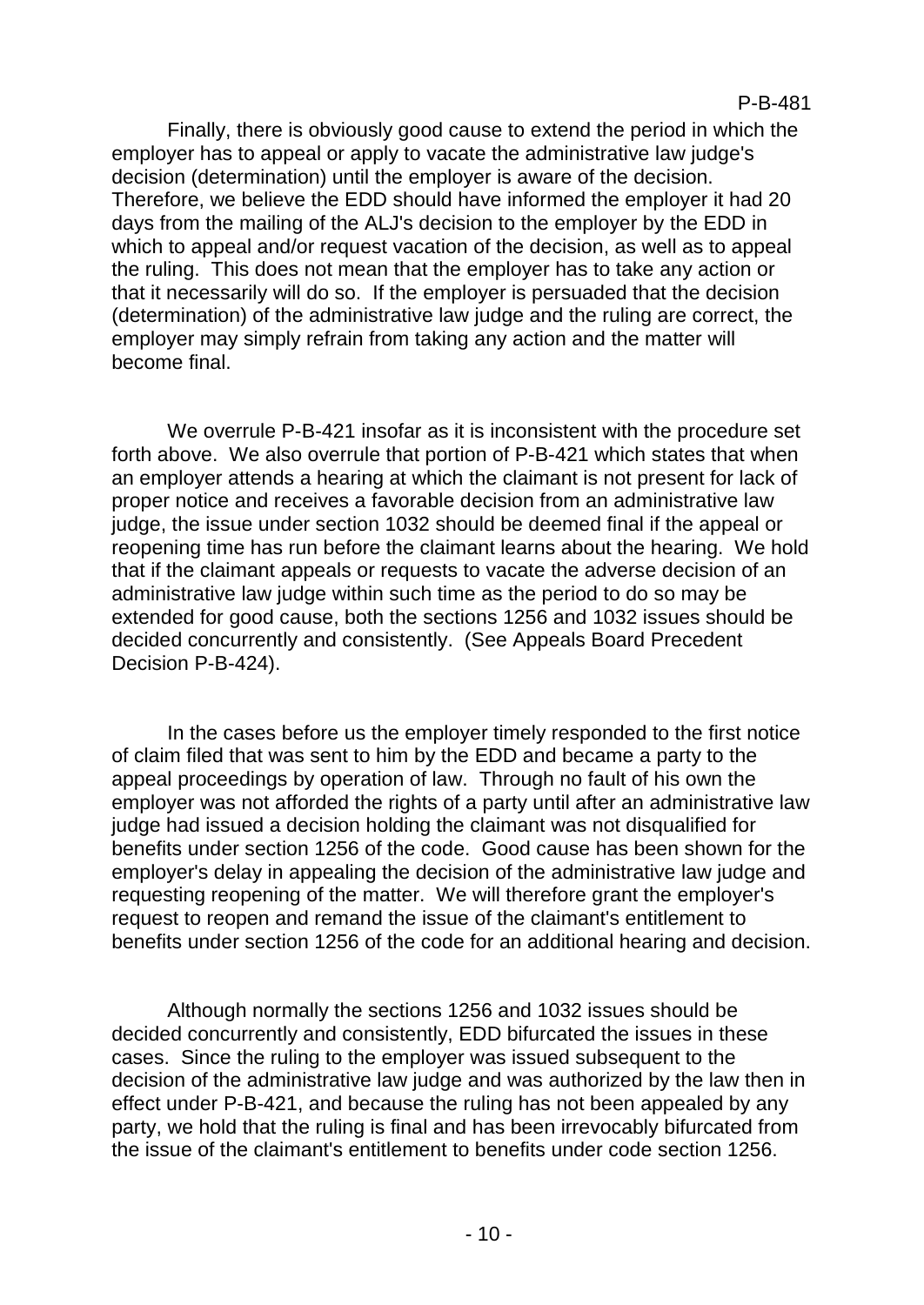Finally, there is obviously good cause to extend the period in which the employer has to appeal or apply to vacate the administrative law judge's decision (determination) until the employer is aware of the decision. Therefore, we believe the EDD should have informed the employer it had 20 days from the mailing of the ALJ's decision to the employer by the EDD in which to appeal and/or request vacation of the decision, as well as to appeal the ruling. This does not mean that the employer has to take any action or that it necessarily will do so. If the employer is persuaded that the decision (determination) of the administrative law judge and the ruling are correct, the employer may simply refrain from taking any action and the matter will become final.

We overrule P-B-421 insofar as it is inconsistent with the procedure set forth above. We also overrule that portion of P-B-421 which states that when an employer attends a hearing at which the claimant is not present for lack of proper notice and receives a favorable decision from an administrative law judge, the issue under section 1032 should be deemed final if the appeal or reopening time has run before the claimant learns about the hearing. We hold that if the claimant appeals or requests to vacate the adverse decision of an administrative law judge within such time as the period to do so may be extended for good cause, both the sections 1256 and 1032 issues should be decided concurrently and consistently. (See Appeals Board Precedent Decision P-B-424).

In the cases before us the employer timely responded to the first notice of claim filed that was sent to him by the EDD and became a party to the appeal proceedings by operation of law. Through no fault of his own the employer was not afforded the rights of a party until after an administrative law judge had issued a decision holding the claimant was not disqualified for benefits under section 1256 of the code. Good cause has been shown for the employer's delay in appealing the decision of the administrative law judge and requesting reopening of the matter. We will therefore grant the employer's request to reopen and remand the issue of the claimant's entitlement to benefits under section 1256 of the code for an additional hearing and decision.

Although normally the sections 1256 and 1032 issues should be decided concurrently and consistently, EDD bifurcated the issues in these cases. Since the ruling to the employer was issued subsequent to the decision of the administrative law judge and was authorized by the law then in effect under P-B-421, and because the ruling has not been appealed by any party, we hold that the ruling is final and has been irrevocably bifurcated from the issue of the claimant's entitlement to benefits under code section 1256.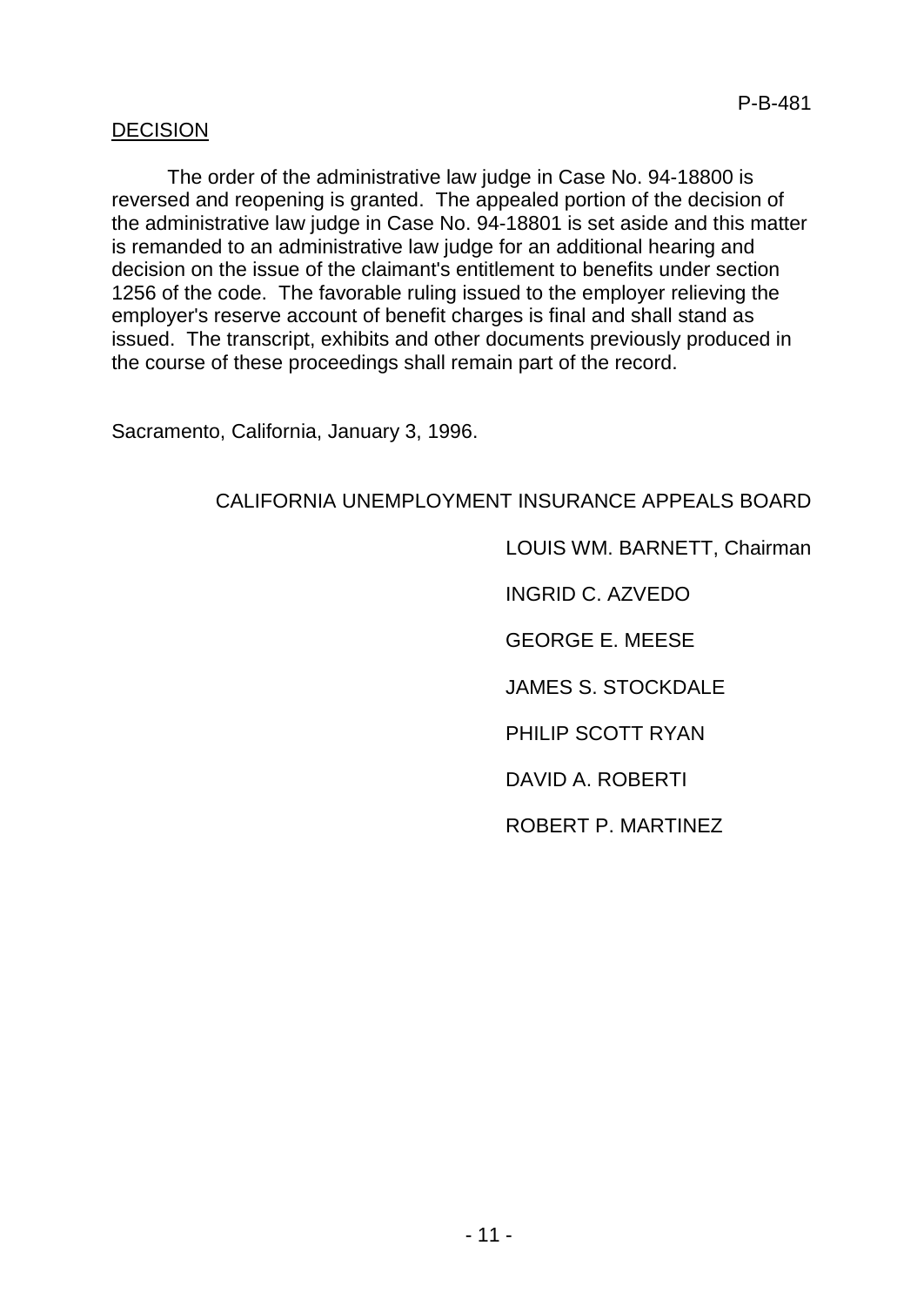## DECISION

The order of the administrative law judge in Case No. 94-18800 is reversed and reopening is granted. The appealed portion of the decision of the administrative law judge in Case No. 94-18801 is set aside and this matter is remanded to an administrative law judge for an additional hearing and decision on the issue of the claimant's entitlement to benefits under section 1256 of the code. The favorable ruling issued to the employer relieving the employer's reserve account of benefit charges is final and shall stand as issued. The transcript, exhibits and other documents previously produced in the course of these proceedings shall remain part of the record.

Sacramento, California, January 3, 1996.

CALIFORNIA UNEMPLOYMENT INSURANCE APPEALS BOARD

LOUIS WM. BARNETT, Chairman

INGRID C. AZVEDO

GEORGE E. MEESE

JAMES S. STOCKDALE

PHILIP SCOTT RYAN

DAVID A. ROBERTI

ROBERT P. MARTINEZ